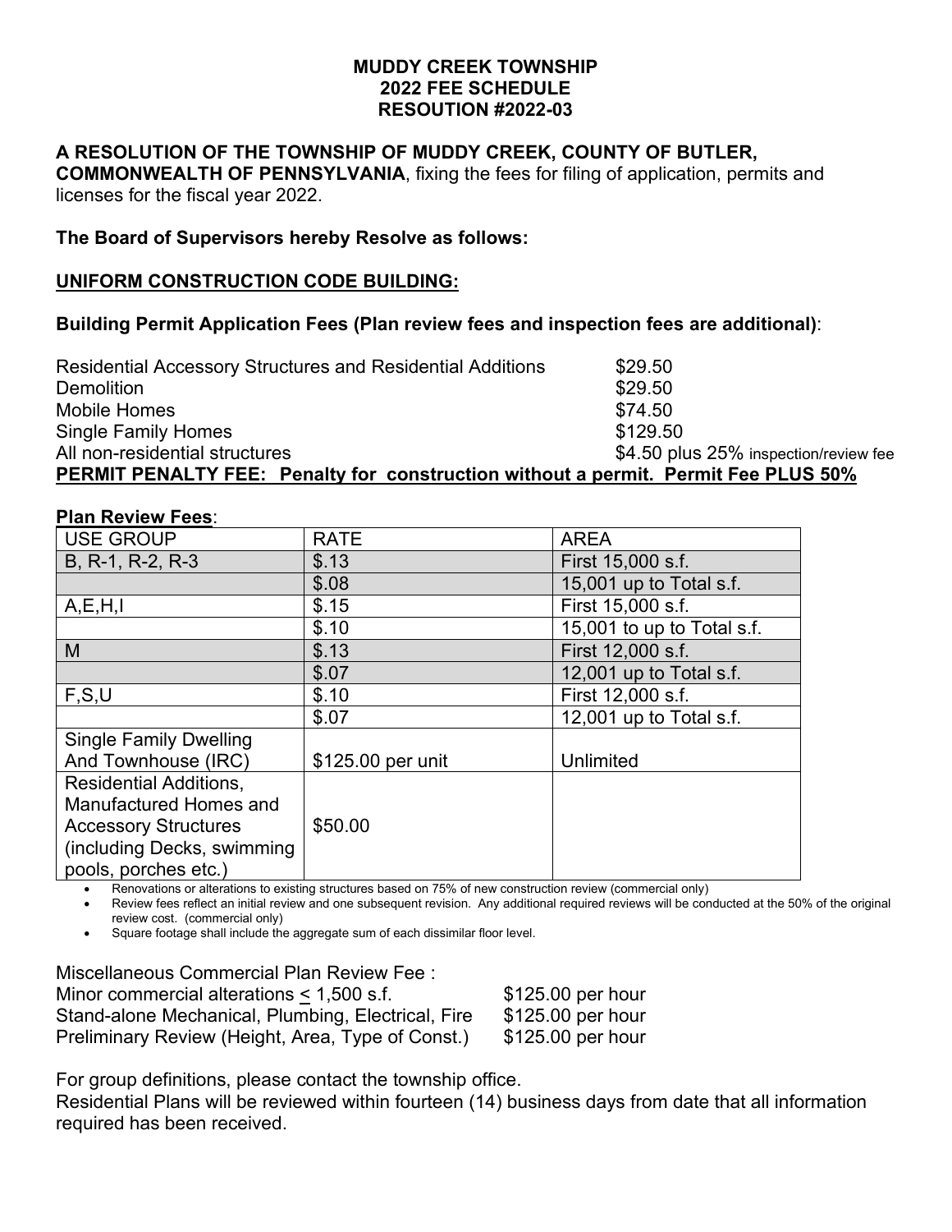# MUDDY CREEK TOWNSHIP
# 2022 FEE SCHEDULE
# RESOUTION #2022-03

**A RESOLUTION OF THE TOWNSHIP OF MUDDY CREEK, COUNTY OF BUTLER, COMMONWEALTH OF PENNSYLVANIA**, fixing the fees for filing of application, permits and licenses for the fiscal year 2022.

**The Board of Supervisors hereby Resolve as follows:**

## UNIFORM CONSTRUCTION CODE BUILDING:

### Building Permit Application Fees (Plan review fees and inspection fees are additional):

| | |
|---|---|
| Residential Accessory Structures and Residential Additions | $29.50 |
| Demolition | $29.50 |
| Mobile Homes | $74.50 |
| Single Family Homes | $129.50 |
| All non-residential structures | $4.50 plus 25% inspection/review fee |

**PERMIT PENALTY FEE: Penalty for construction without a permit. Permit Fee PLUS 50%**

**Plan Review Fees**:

| USE GROUP | RATE | AREA |
|---|---|---|
| B, R-1, R-2, R-3 | $.13 | First 15,000 s.f. |
| | $.08 | 15,001 up to Total s.f. |
| A,E,H,I | $.15 | First 15,000 s.f. |
| | $.10 | 15,001 to up to Total s.f. |
| M | $.13 | First 12,000 s.f. |
| | $.07 | 12,001 up to Total s.f. |
| F,S,U | $.10 | First 12,000 s.f. |
| | $.07 | 12,001 up to Total s.f. |
| Single Family Dwelling And Townhouse (IRC) | $125.00 per unit | Unlimited |
| Residential Additions, Manufactured Homes and Accessory Structures (including Decks, swimming pools, porches etc.) | $50.00 | |

- Renovations or alterations to existing structures based on 75% of new construction review (commercial only)
- Review fees reflect an initial review and one subsequent revision. Any additional required reviews will be conducted at the 50% of the original review cost. (commercial only)
- Square footage shall include the aggregate sum of each dissimilar floor level.

Miscellaneous Commercial Plan Review Fee :

| | |
|---|---|
| Minor commercial alterations ≤ 1,500 s.f. | $125.00 per hour |
| Stand-alone Mechanical, Plumbing, Electrical, Fire | $125.00 per hour |
| Preliminary Review (Height, Area, Type of Const.) | $125.00 per hour |

For group definitions, please contact the township office.

Residential Plans will be reviewed within fourteen (14) business days from date that all information required has been received.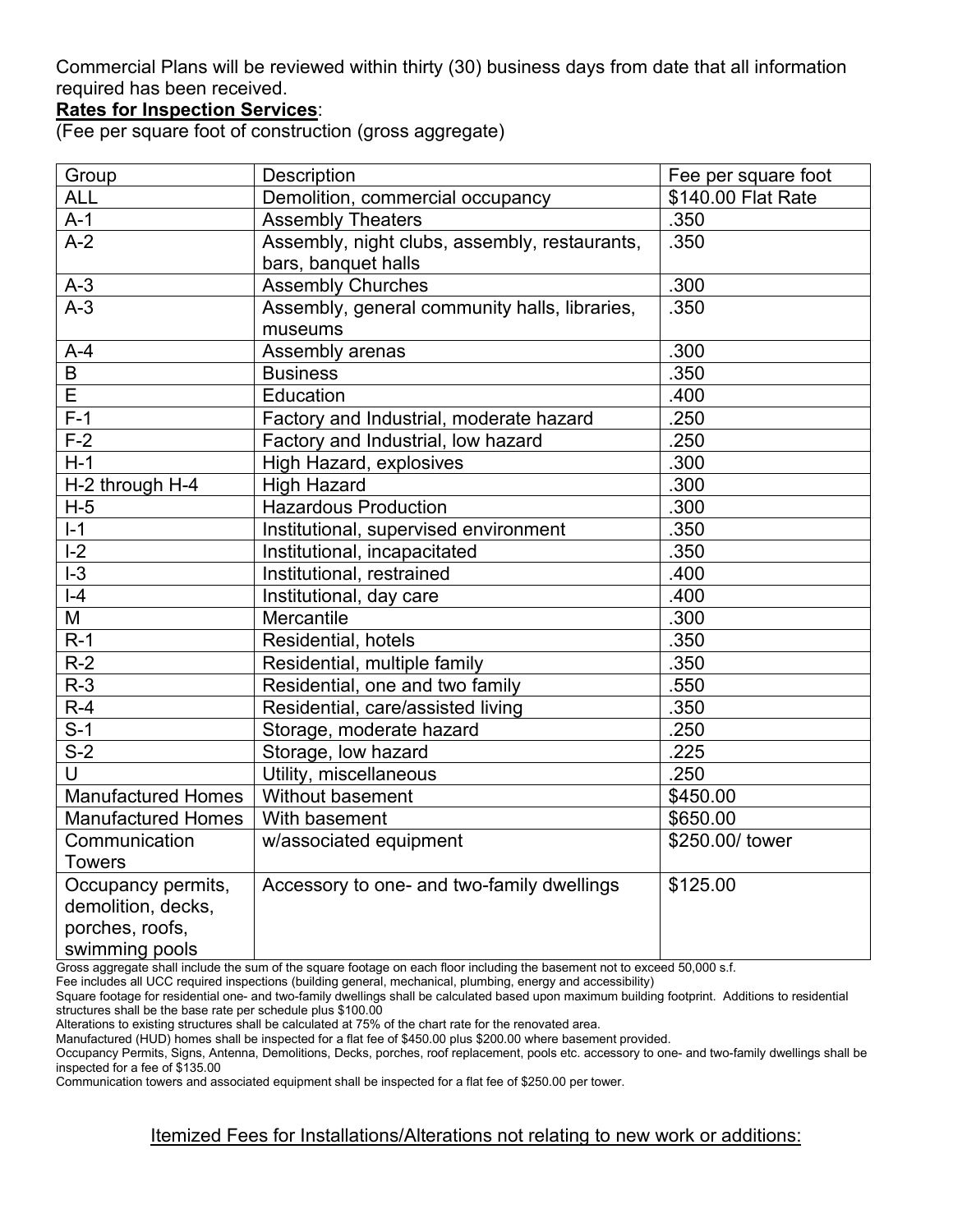Commercial Plans will be reviewed within thirty (30) business days from date that all information required has been received.

**Rates for Inspection Services**:

(Fee per square foot of construction (gross aggregate)

| Group | Description | Fee per square foot |
|---|---|---|
| ALL | Demolition, commercial occupancy | $140.00 Flat Rate |
| A-1 | Assembly Theaters | .350 |
| A-2 | Assembly, night clubs, assembly, restaurants, bars, banquet halls | .350 |
| A-3 | Assembly Churches | .300 |
| A-3 | Assembly, general community halls, libraries, museums | .350 |
| A-4 | Assembly arenas | .300 |
| B | Business | .350 |
| E | Education | .400 |
| F-1 | Factory and Industrial, moderate hazard | .250 |
| F-2 | Factory and Industrial, low hazard | .250 |
| H-1 | High Hazard, explosives | .300 |
| H-2 through H-4 | High Hazard | .300 |
| H-5 | Hazardous Production | .300 |
| I-1 | Institutional, supervised environment | .350 |
| I-2 | Institutional, incapacitated | .350 |
| I-3 | Institutional, restrained | .400 |
| I-4 | Institutional, day care | .400 |
| M | Mercantile | .300 |
| R-1 | Residential, hotels | .350 |
| R-2 | Residential, multiple family | .350 |
| R-3 | Residential, one and two family | .550 |
| R-4 | Residential, care/assisted living | .350 |
| S-1 | Storage, moderate hazard | .250 |
| S-2 | Storage, low hazard | .225 |
| U | Utility, miscellaneous | .250 |
| Manufactured Homes | Without basement | $450.00 |
| Manufactured Homes | With basement | $650.00 |
| Communication Towers | w/associated equipment | $250.00/ tower |
| Occupancy permits, demolition, decks, porches, roofs, swimming pools | Accessory to one- and two-family dwellings | $125.00 |

Gross aggregate shall include the sum of the square footage on each floor including the basement not to exceed 50,000 s.f.

Fee includes all UCC required inspections (building general, mechanical, plumbing, energy and accessibility)

Square footage for residential one- and two-family dwellings shall be calculated based upon maximum building footprint. Additions to residential structures shall be the base rate per schedule plus $100.00

Alterations to existing structures shall be calculated at 75% of the chart rate for the renovated area.

Manufactured (HUD) homes shall be inspected for a flat fee of $450.00 plus $200.00 where basement provided.

Occupancy Permits, Signs, Antenna, Demolitions, Decks, porches, roof replacement, pools etc. accessory to one- and two-family dwellings shall be inspected for a fee of $135.00

Communication towers and associated equipment shall be inspected for a flat fee of $250.00 per tower.

<u>Itemized Fees for Installations/Alterations not relating to new work or additions:</u>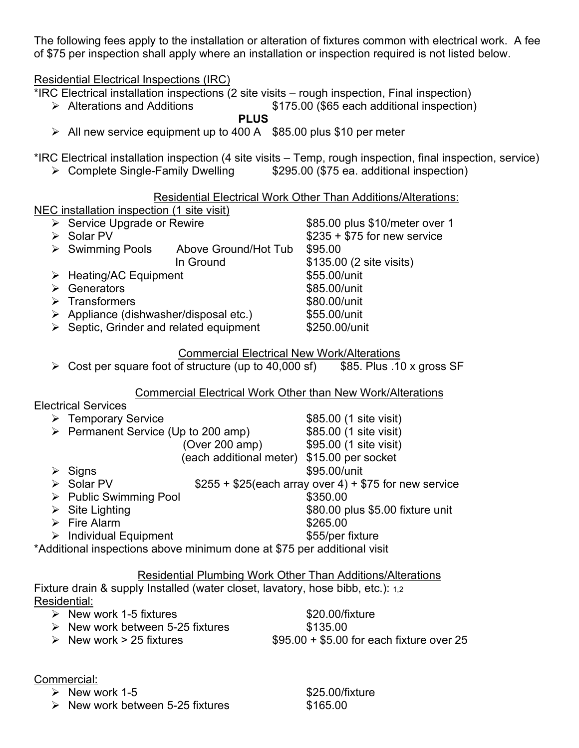The following fees apply to the installation or alteration of fixtures common with electrical work. A fee of $75 per inspection shall apply where an installation or inspection required is not listed below.

Residential Electrical Inspections (IRC)

*IRC Electrical installation inspections (2 site visits – rough inspection, Final inspection)

- Alterations and Additions — $175.00 ($65 each additional inspection)

**PLUS**

- All new service equipment up to 400 A — $85.00 plus $10 per meter

*IRC Electrical installation inspection (4 site visits – Temp, rough inspection, final inspection, service)

- Complete Single-Family Dwelling — $295.00 ($75 ea. additional inspection)

## Residential Electrical Work Other Than Additions/Alterations:

NEC installation inspection (1 site visit)

| Item | | Fee |
|---|---|---|
| Service Upgrade or Rewire | | $85.00 plus $10/meter over 1 |
| Solar PV | | $235 + $75 for new service |
| Swimming Pools | Above Ground/Hot Tub | $95.00 |
| | In Ground | $135.00 (2 site visits) |
| Heating/AC Equipment | | $55.00/unit |
| Generators | | $85.00/unit |
| Transformers | | $80.00/unit |
| Appliance (dishwasher/disposal etc.) | | $55.00/unit |
| Septic, Grinder and related equipment | | $250.00/unit |

## Commercial Electrical New Work/Alterations

- Cost per square foot of structure (up to 40,000 sf) — $85. Plus .10 x gross SF

## Commercial Electrical Work Other than New Work/Alterations

Electrical Services

| Item | | Fee |
|---|---|---|
| Temporary Service | | $85.00 (1 site visit) |
| Permanent Service | (Up to 200 amp) | $85.00 (1 site visit) |
| | (Over 200 amp) | $95.00 (1 site visit) |
| | (each additional meter) | $15.00 per socket |
| Signs | | $95.00/unit |
| Solar PV | | $255 + $25(each array over 4) + $75 for new service |
| Public Swimming Pool | | $350.00 |
| Site Lighting | | $80.00 plus $5.00 fixture unit |
| Fire Alarm | | $265.00 |
| Individual Equipment | | $55/per fixture |

*Additional inspections above minimum done at $75 per additional visit

## Residential Plumbing Work Other Than Additions/Alterations

Fixture drain & supply Installed (water closet, lavatory, hose bibb, etc.): 1,2

Residential:

| Item | Fee |
|---|---|
| New work 1-5 fixtures | $20.00/fixture |
| New work between 5-25 fixtures | $135.00 |
| New work > 25 fixtures | $95.00 + $5.00 for each fixture over 25 |

Commercial:

| Item | Fee |
|---|---|
| New work 1-5 | $25.00/fixture |
| New work between 5-25 fixtures | $165.00 |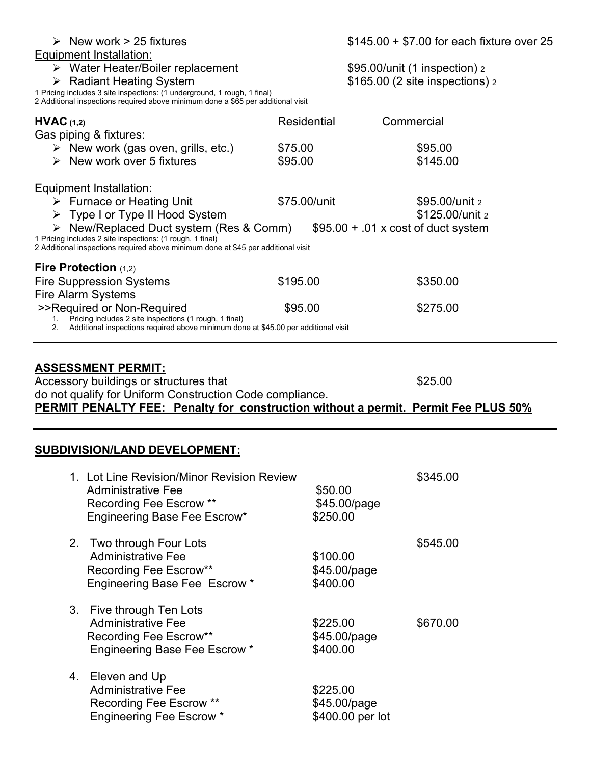- New work > 25 fixtures — $145.00 + $7.00 for each fixture over 25

Equipment Installation:

- Water Heater/Boiler replacement — $95.00/unit (1 inspection) 2
- Radiant Heating System — $165.00 (2 site inspections) 2

1 Pricing includes 3 site inspections: (1 underground, 1 rough, 1 final)
2 Additional inspections required above minimum done a $65 per additional visit

| **HVAC** (1,2) | Residential | Commercial |
|---|---|---|
| Gas piping & fixtures: | | |
| ➢ New work (gas oven, grills, etc.) | $75.00 | $95.00 |
| ➢ New work over 5 fixtures | $95.00 | $145.00 |
| Equipment Installation: | | |
| ➢ Furnace or Heating Unit | $75.00/unit | $95.00/unit 2 |
| ➢ Type I or Type II Hood System | | $125.00/unit 2 |
| ➢ New/Replaced Duct system (Res & Comm) | $95.00 + .01 x cost of duct system | |

1 Pricing includes 2 site inspections: (1 rough, 1 final)
2 Additional inspections required above minimum done at $45 per additional visit

| **Fire Protection** (1,2) | | |
|---|---|---|
| Fire Suppression Systems | $195.00 | $350.00 |
| Fire Alarm Systems | | |
| >>Required or Non-Required | $95.00 | $275.00 |

1. Pricing includes 2 site inspections (1 rough, 1 final)
2. Additional inspections required above minimum done at $45.00 per additional visit

---

**ASSESSMENT PERMIT:**

Accessory buildings or structures that do not qualify for Uniform Construction Code compliance. — $25.00

**PERMIT PENALTY FEE: Penalty for construction without a permit. Permit Fee PLUS 50%**

---

**SUBDIVISION/LAND DEVELOPMENT:**

| | | |
|---|---|---|
| 1. Lot Line Revision/Minor Revision Review | | $345.00 |
| Administrative Fee | $50.00 | |
| Recording Fee Escrow ** | $45.00/page | |
| Engineering Base Fee Escrow* | $250.00 | |
| 2. Two through Four Lots | | $545.00 |
| Administrative Fee | $100.00 | |
| Recording Fee Escrow** | $45.00/page | |
| Engineering Base Fee Escrow * | $400.00 | |
| 3. Five through Ten Lots | | |
| Administrative Fee | $225.00 | $670.00 |
| Recording Fee Escrow** | $45.00/page | |
| Engineering Base Fee Escrow * | $400.00 | |
| 4. Eleven and Up | | |
| Administrative Fee | $225.00 | |
| Recording Fee Escrow ** | $45.00/page | |
| Engineering Fee Escrow * | $400.00 per lot | |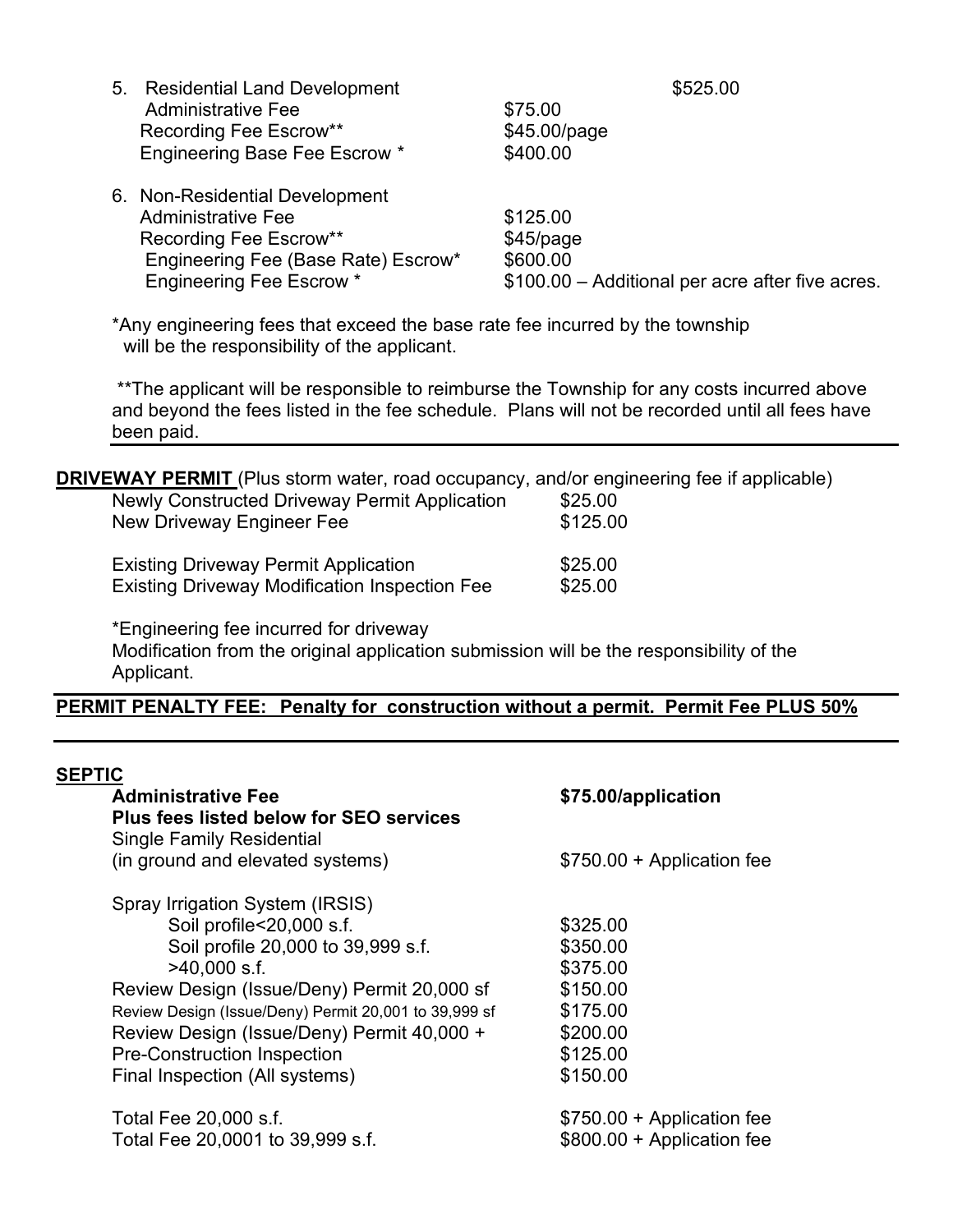5. Residential Land Development — $525.00

| | |
|---|---|
| Administrative Fee | $75.00 |
| Recording Fee Escrow** | $45.00/page |
| Engineering Base Fee Escrow * | $400.00 |

6. Non-Residential Development

| | |
|---|---|
| Administrative Fee | $125.00 |
| Recording Fee Escrow** | $45/page |
| Engineering Fee (Base Rate) Escrow* | $600.00 |
| Engineering Fee Escrow * | $100.00 – Additional per acre after five acres. |

*Any engineering fees that exceed the base rate fee incurred by the township will be the responsibility of the applicant.

**The applicant will be responsible to reimburse the Township for any costs incurred above and beyond the fees listed in the fee schedule. Plans will not be recorded until all fees have been paid.

**DRIVEWAY PERMIT** (Plus storm water, road occupancy, and/or engineering fee if applicable)

| | |
|---|---|
| Newly Constructed Driveway Permit Application | $25.00 |
| New Driveway Engineer Fee | $125.00 |
| Existing Driveway Permit Application | $25.00 |
| Existing Driveway Modification Inspection Fee | $25.00 |

*Engineering fee incurred for driveway
Modification from the original application submission will be the responsibility of the Applicant.

**PERMIT PENALTY FEE: Penalty for construction without a permit. Permit Fee PLUS 50%**

**SEPTIC**

| | |
|---|---|
| **Administrative Fee** | **$75.00/application** |
| **Plus fees listed below for SEO services** | |
| Single Family Residential (in ground and elevated systems) | $750.00 + Application fee |
| Spray Irrigation System (IRSIS) | |
| Soil profile<20,000 s.f. | $325.00 |
| Soil profile 20,000 to 39,999 s.f. | $350.00 |
| >40,000 s.f. | $375.00 |
| Review Design (Issue/Deny) Permit 20,000 sf | $150.00 |
| Review Design (Issue/Deny) Permit 20,001 to 39,999 sf | $175.00 |
| Review Design (Issue/Deny) Permit 40,000 + | $200.00 |
| Pre-Construction Inspection | $125.00 |
| Final Inspection (All systems) | $150.00 |
| Total Fee 20,000 s.f. | $750.00 + Application fee |
| Total Fee 20,0001 to 39,999 s.f. | $800.00 + Application fee |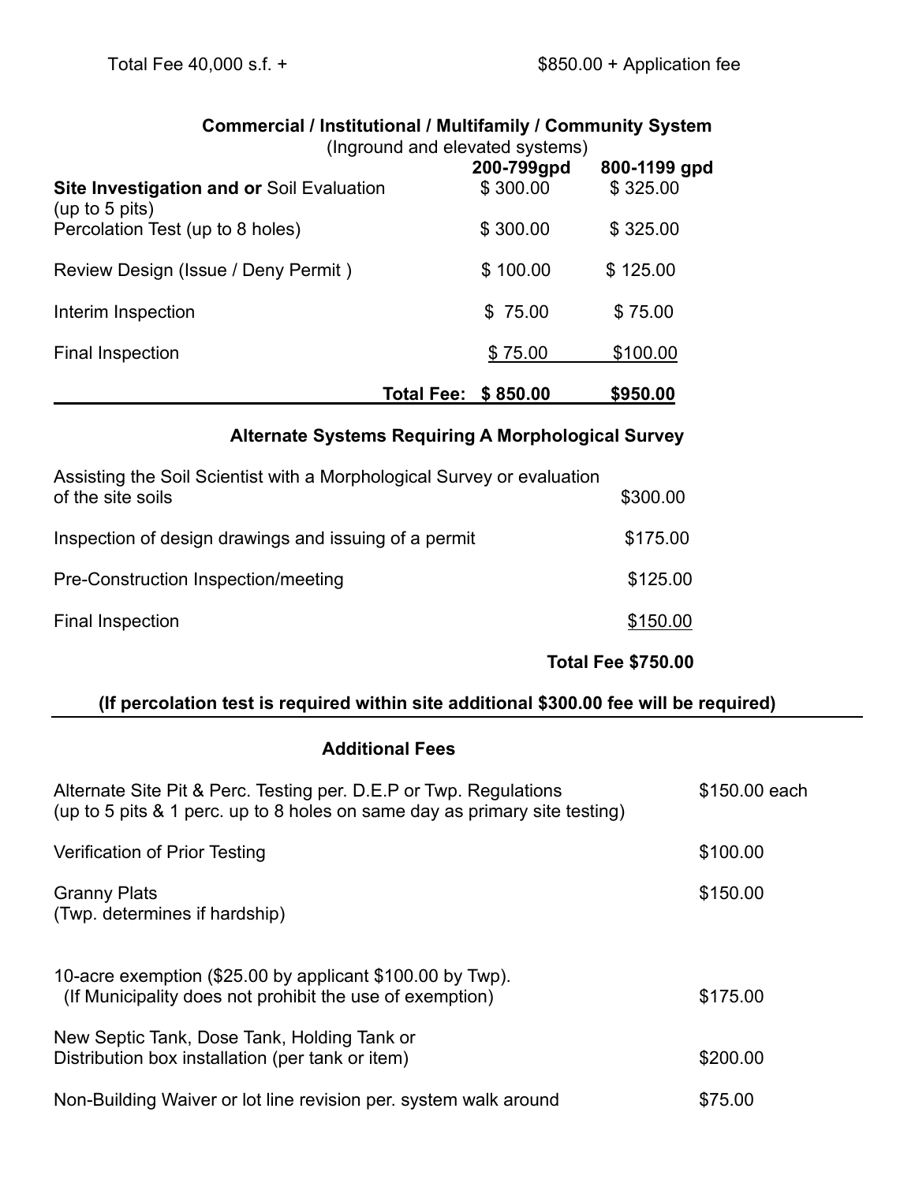Total Fee 40,000 s.f. + $850.00 + Application fee

### Commercial / Institutional / Multifamily / Community System

(Inground and elevated systems)

| | 200-799gpd | 800-1199 gpd |
|---|---|---|
| **Site Investigation and or** Soil Evaluation (up to 5 pits) | $ 300.00 | $ 325.00 |
| Percolation Test (up to 8 holes) | $ 300.00 | $ 325.00 |
| Review Design (Issue / Deny Permit ) | $ 100.00 | $ 125.00 |
| Interim Inspection | $ 75.00 | $ 75.00 |
| Final Inspection | $ 75.00 | $100.00 |
| **Total Fee:** | **$ 850.00** | **$950.00** |

### Alternate Systems Requiring A Morphological Survey

| | |
|---|---|
| Assisting the Soil Scientist with a Morphological Survey or evaluation of the site soils | $300.00 |
| Inspection of design drawings and issuing of a permit | $175.00 |
| Pre-Construction Inspection/meeting | $125.00 |
| Final Inspection | $150.00 |
| **Total Fee** | **$750.00** |

**(If percolation test is required within site additional $300.00 fee will be required)**

### Additional Fees

| | |
|---|---|
| Alternate Site Pit & Perc. Testing per. D.E.P or Twp. Regulations (up to 5 pits & 1 perc. up to 8 holes on same day as primary site testing) | $150.00 each |
| Verification of Prior Testing | $100.00 |
| Granny Plats (Twp. determines if hardship) | $150.00 |
| 10-acre exemption ($25.00 by applicant $100.00 by Twp). (If Municipality does not prohibit the use of exemption) | $175.00 |
| New Septic Tank, Dose Tank, Holding Tank or Distribution box installation (per tank or item) | $200.00 |
| Non-Building Waiver or lot line revision per. system walk around | $75.00 |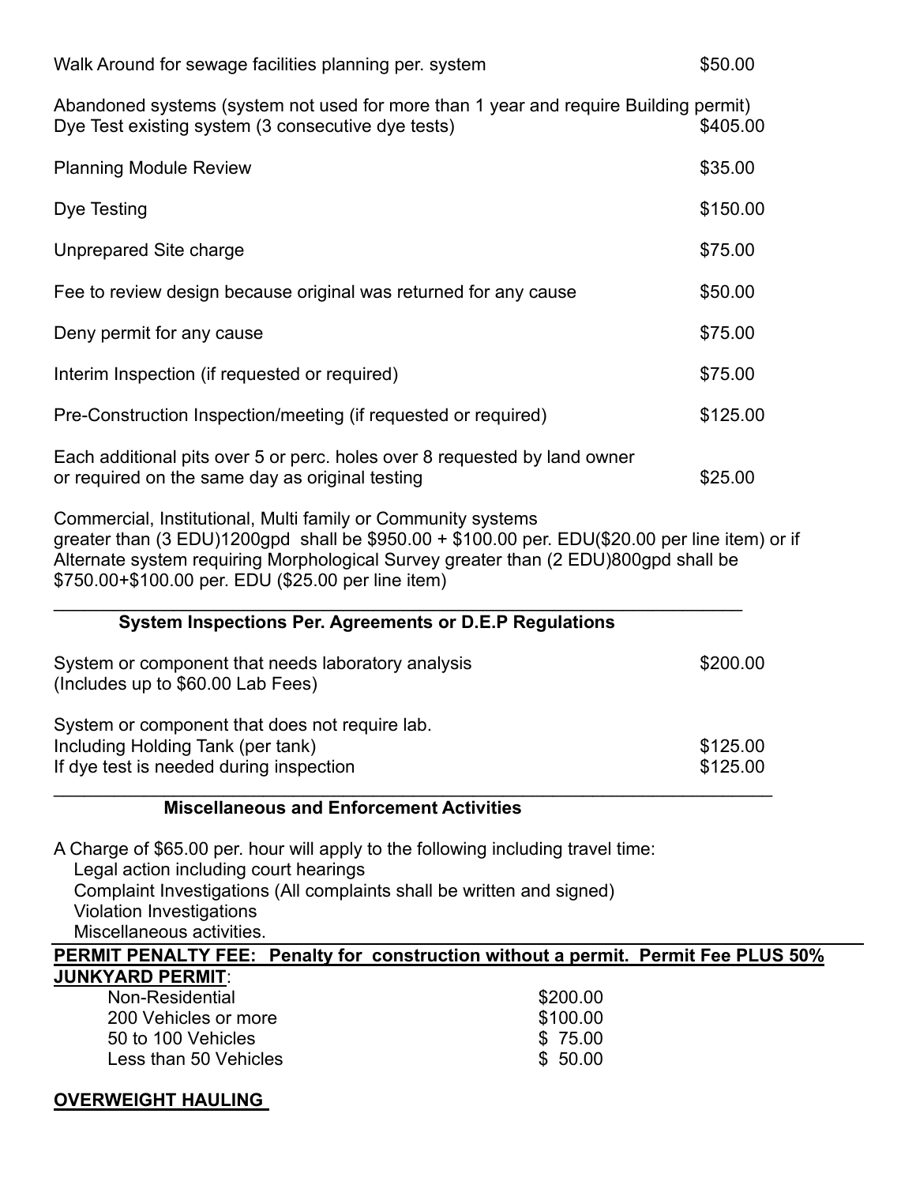| | |
|---|---|
| Walk Around for sewage facilities planning per. system | $50.00 |
| Abandoned systems (system not used for more than 1 year and require Building permit) Dye Test existing system (3 consecutive dye tests) | $405.00 |
| Planning Module Review | $35.00 |
| Dye Testing | $150.00 |
| Unprepared Site charge | $75.00 |
| Fee to review design because original was returned for any cause | $50.00 |
| Deny permit for any cause | $75.00 |
| Interim Inspection (if requested or required) | $75.00 |
| Pre-Construction Inspection/meeting (if requested or required) | $125.00 |
| Each additional pits over 5 or perc. holes over 8 requested by land owner or required on the same day as original testing | $25.00 |

Commercial, Institutional, Multi family or Community systems greater than (3 EDU)1200gpd shall be $950.00 + $100.00 per. EDU($20.00 per line item) or if Alternate system requiring Morphological Survey greater than (2 EDU)800gpd shall be $750.00+$100.00 per. EDU ($25.00 per line item)

---

**System Inspections Per. Agreements or D.E.P Regulations**

| | |
|---|---|
| System or component that needs laboratory analysis (Includes up to $60.00 Lab Fees) | $200.00 |
| System or component that does not require lab. Including Holding Tank (per tank) | $125.00 |
| If dye test is needed during inspection | $125.00 |

---

**Miscellaneous and Enforcement Activities**

A Charge of $65.00 per. hour will apply to the following including travel time:

- Legal action including court hearings
- Complaint Investigations (All complaints shall be written and signed)
- Violation Investigations
- Miscellaneous activities.

**PERMIT PENALTY FEE: Penalty for construction without a permit. Permit Fee PLUS 50%**

**JUNKYARD PERMIT**:

| | |
|---|---|
| Non-Residential | $200.00 |
| 200 Vehicles or more | $100.00 |
| 50 to 100 Vehicles | $ 75.00 |
| Less than 50 Vehicles | $ 50.00 |

**OVERWEIGHT HAULING**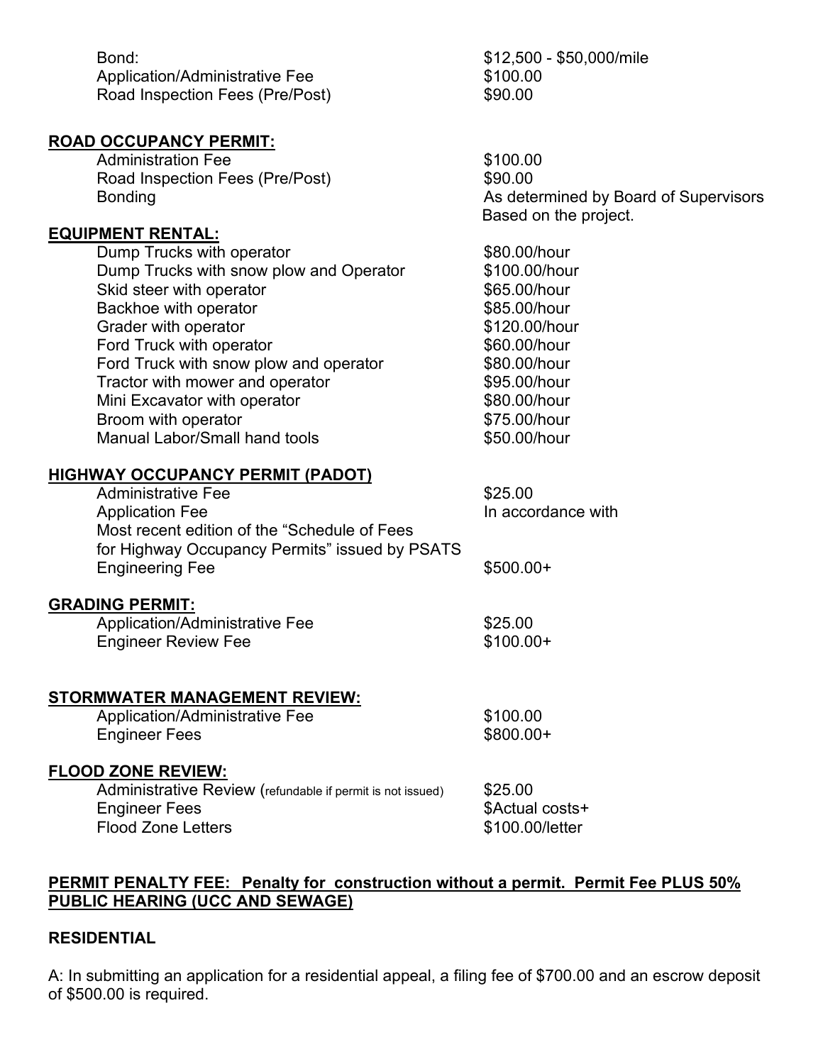| | |
|---|---|
| Bond: | $12,500 - $50,000/mile |
| Application/Administrative Fee | $100.00 |
| Road Inspection Fees (Pre/Post) | $90.00 |

**ROAD OCCUPANCY PERMIT:**

| | |
|---|---|
| Administration Fee | $100.00 |
| Road Inspection Fees (Pre/Post) | $90.00 |
| Bonding | As determined by Board of Supervisors Based on the project. |

**EQUIPMENT RENTAL:**

| | |
|---|---|
| Dump Trucks with operator | $80.00/hour |
| Dump Trucks with snow plow and Operator | $100.00/hour |
| Skid steer with operator | $65.00/hour |
| Backhoe with operator | $85.00/hour |
| Grader with operator | $120.00/hour |
| Ford Truck with operator | $60.00/hour |
| Ford Truck with snow plow and operator | $80.00/hour |
| Tractor with mower and operator | $95.00/hour |
| Mini Excavator with operator | $80.00/hour |
| Broom with operator | $75.00/hour |
| Manual Labor/Small hand tools | $50.00/hour |

**HIGHWAY OCCUPANCY PERMIT (PADOT)**

| | |
|---|---|
| Administrative Fee | $25.00 |
| Application Fee | In accordance with |
| Most recent edition of the "Schedule of Fees for Highway Occupancy Permits" issued by PSATS | |
| Engineering Fee | $500.00+ |

**GRADING PERMIT:**

| | |
|---|---|
| Application/Administrative Fee | $25.00 |
| Engineer Review Fee | $100.00+ |

**STORMWATER MANAGEMENT REVIEW:**

| | |
|---|---|
| Application/Administrative Fee | $100.00 |
| Engineer Fees | $800.00+ |

**FLOOD ZONE REVIEW:**

| | |
|---|---|
| Administrative Review (refundable if permit is not issued) | $25.00 |
| Engineer Fees | $Actual costs+ |
| Flood Zone Letters | $100.00/letter |

**PERMIT PENALTY FEE: Penalty for construction without a permit. Permit Fee PLUS 50%**
**PUBLIC HEARING (UCC AND SEWAGE)**

**RESIDENTIAL**

A: In submitting an application for a residential appeal, a filing fee of $700.00 and an escrow deposit of $500.00 is required.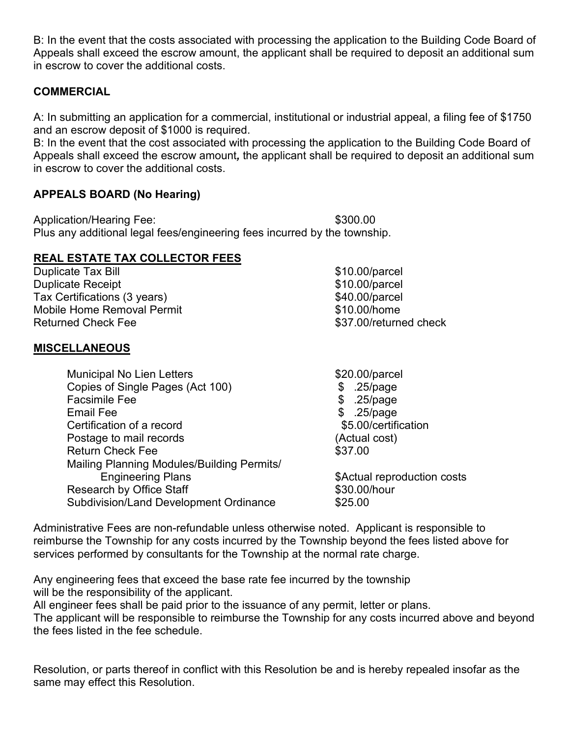B: In the event that the costs associated with processing the application to the Building Code Board of Appeals shall exceed the escrow amount, the applicant shall be required to deposit an additional sum in escrow to cover the additional costs.

**COMMERCIAL**

A: In submitting an application for a commercial, institutional or industrial appeal, a filing fee of $1750 and an escrow deposit of $1000 is required.

B: In the event that the cost associated with processing the application to the Building Code Board of Appeals shall exceed the escrow amount***,*** the applicant shall be required to deposit an additional sum in escrow to cover the additional costs.

**APPEALS BOARD (No Hearing)**

| Application/Hearing Fee: | $300.00 |
|---|---|

Plus any additional legal fees/engineering fees incurred by the township.

**REAL ESTATE TAX COLLECTOR FEES**

| | |
|---|---|
| Duplicate Tax Bill | $10.00/parcel |
| Duplicate Receipt | $10.00/parcel |
| Tax Certifications (3 years) | $40.00/parcel |
| Mobile Home Removal Permit | $10.00/home |
| Returned Check Fee | $37.00/returned check |

**MISCELLANEOUS**

| | |
|---|---|
| Municipal No Lien Letters | $20.00/parcel |
| Copies of Single Pages (Act 100) | $ .25/page |
| Facsimile Fee | $ .25/page |
| Email Fee | $ .25/page |
| Certification of a record | $5.00/certification |
| Postage to mail records | (Actual cost) |
| Return Check Fee | $37.00 |
| Mailing Planning Modules/Building Permits/ Engineering Plans | $Actual reproduction costs |
| Research by Office Staff | $30.00/hour |
| Subdivision/Land Development Ordinance | $25.00 |

Administrative Fees are non-refundable unless otherwise noted. Applicant is responsible to reimburse the Township for any costs incurred by the Township beyond the fees listed above for services performed by consultants for the Township at the normal rate charge.

Any engineering fees that exceed the base rate fee incurred by the township will be the responsibility of the applicant.
All engineer fees shall be paid prior to the issuance of any permit, letter or plans.
The applicant will be responsible to reimburse the Township for any costs incurred above and beyond the fees listed in the fee schedule.

Resolution, or parts thereof in conflict with this Resolution be and is hereby repealed insofar as the same may effect this Resolution.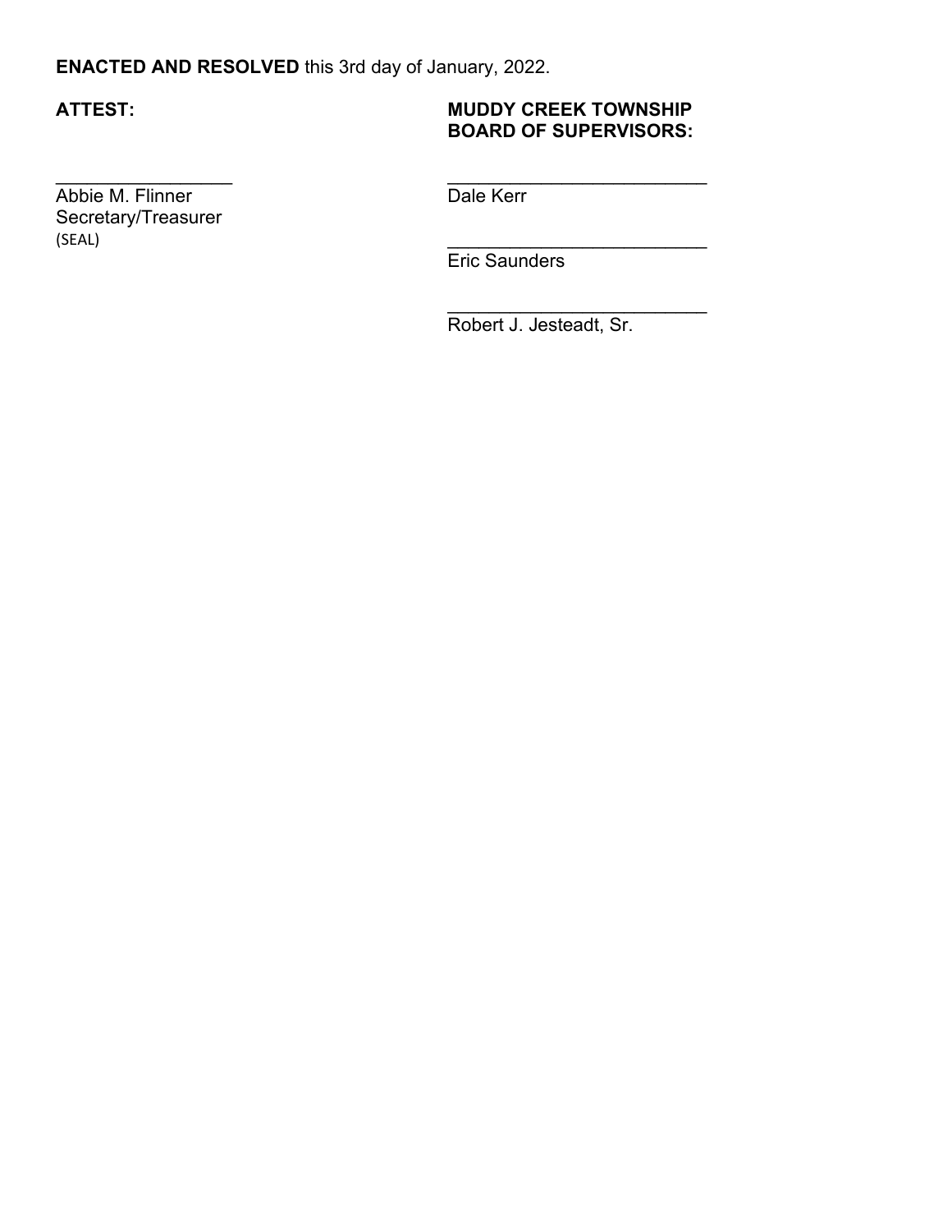**ENACTED AND RESOLVED** this 3rd day of January, 2022.

**ATTEST:**

\_\_\_\_\_\_\_\_\_\_\_\_\_\_\_\_\_\_
Abbie M. Flinner
Secretary/Treasurer
(SEAL)

**MUDDY CREEK TOWNSHIP BOARD OF SUPERVISORS:**

\_\_\_\_\_\_\_\_\_\_\_\_\_\_\_\_\_\_\_\_\_\_\_\_\_\_
Dale Kerr

\_\_\_\_\_\_\_\_\_\_\_\_\_\_\_\_\_\_\_\_\_\_\_\_\_\_
Eric Saunders

\_\_\_\_\_\_\_\_\_\_\_\_\_\_\_\_\_\_\_\_\_\_\_\_\_\_
Robert J. Jesteadt, Sr.